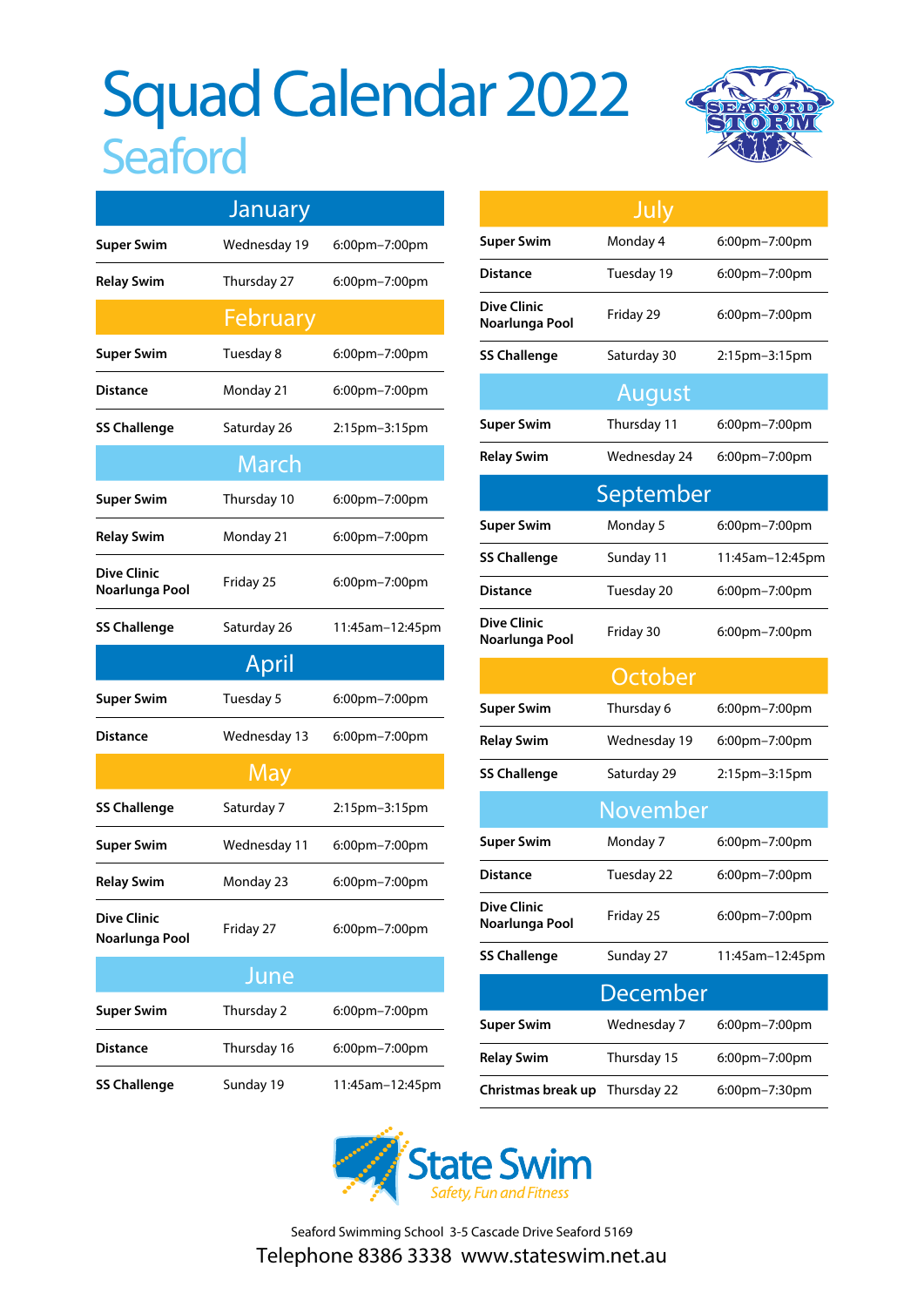# Squad Calendar 2022

## Seaford

### January

| | | |
|---|---|---|
| **Super Swim** | Wednesday 19 | 6:00pm–7:00pm |
| **Relay Swim** | Thursday 27 | 6:00pm–7:00pm |

### February

| | | |
|---|---|---|
| **Super Swim** | Tuesday 8 | 6:00pm–7:00pm |
| **Distance** | Monday 21 | 6:00pm–7:00pm |
| **SS Challenge** | Saturday 26 | 2:15pm–3:15pm |

### March

| | | |
|---|---|---|
| **Super Swim** | Thursday 10 | 6:00pm–7:00pm |
| **Relay Swim** | Monday 21 | 6:00pm–7:00pm |
| **Dive Clinic Noarlunga Pool** | Friday 25 | 6:00pm–7:00pm |
| **SS Challenge** | Saturday 26 | 11:45am–12:45pm |

### April

| | | |
|---|---|---|
| **Super Swim** | Tuesday 5 | 6:00pm–7:00pm |
| **Distance** | Wednesday 13 | 6:00pm–7:00pm |

### May

| | | |
|---|---|---|
| **SS Challenge** | Saturday 7 | 2:15pm–3:15pm |
| **Super Swim** | Wednesday 11 | 6:00pm–7:00pm |
| **Relay Swim** | Monday 23 | 6:00pm–7:00pm |
| **Dive Clinic Noarlunga Pool** | Friday 27 | 6:00pm–7:00pm |

### June

| | | |
|---|---|---|
| **Super Swim** | Thursday 2 | 6:00pm–7:00pm |
| **Distance** | Thursday 16 | 6:00pm–7:00pm |
| **SS Challenge** | Sunday 19 | 11:45am–12:45pm |

### July

| | | |
|---|---|---|
| **Super Swim** | Monday 4 | 6:00pm–7:00pm |
| **Distance** | Tuesday 19 | 6:00pm–7:00pm |
| **Dive Clinic Noarlunga Pool** | Friday 29 | 6:00pm–7:00pm |
| **SS Challenge** | Saturday 30 | 2:15pm–3:15pm |

### August

| | | |
|---|---|---|
| **Super Swim** | Thursday 11 | 6:00pm–7:00pm |
| **Relay Swim** | Wednesday 24 | 6:00pm–7:00pm |

### September

| | | |
|---|---|---|
| **Super Swim** | Monday 5 | 6:00pm–7:00pm |
| **SS Challenge** | Sunday 11 | 11:45am–12:45pm |
| **Distance** | Tuesday 20 | 6:00pm–7:00pm |
| **Dive Clinic Noarlunga Pool** | Friday 30 | 6:00pm–7:00pm |

### October

| | | |
|---|---|---|
| **Super Swim** | Thursday 6 | 6:00pm–7:00pm |
| **Relay Swim** | Wednesday 19 | 6:00pm–7:00pm |
| **SS Challenge** | Saturday 29 | 2:15pm–3:15pm |

### November

| | | |
|---|---|---|
| **Super Swim** | Monday 7 | 6:00pm–7:00pm |
| **Distance** | Tuesday 22 | 6:00pm–7:00pm |
| **Dive Clinic Noarlunga Pool** | Friday 25 | 6:00pm–7:00pm |
| **SS Challenge** | Sunday 27 | 11:45am–12:45pm |

### December

| | | |
|---|---|---|
| **Super Swim** | Wednesday 7 | 6:00pm–7:00pm |
| **Relay Swim** | Thursday 15 | 6:00pm–7:00pm |
| **Christmas break up** | Thursday 22 | 6:00pm–7:30pm |

State Swim
*Safety, Fun and Fitness*

Seaford Swimming School 3-5 Cascade Drive Seaford 5169

Telephone 8386 3338 www.stateswim.net.au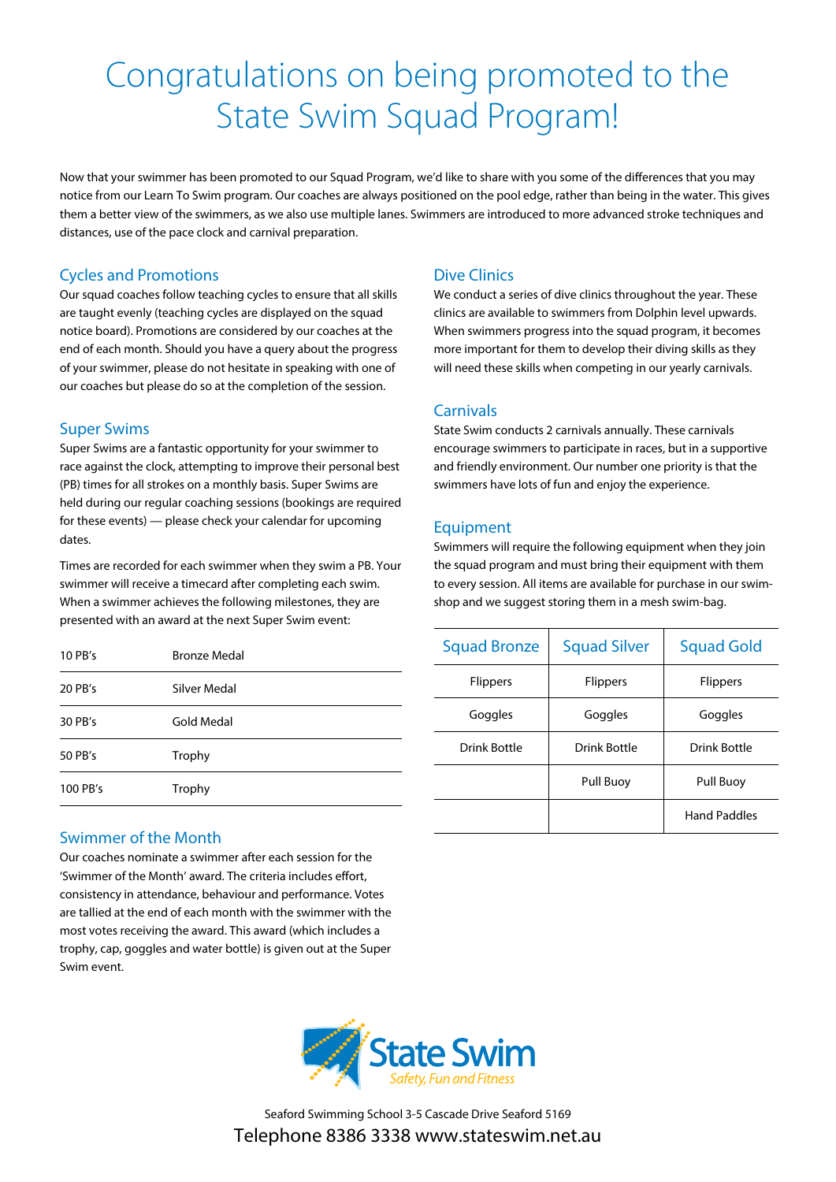# Congratulations on being promoted to the State Swim Squad Program!

Now that your swimmer has been promoted to our Squad Program, we'd like to share with you some of the differences that you may notice from our Learn To Swim program. Our coaches are always positioned on the pool edge, rather than being in the water. This gives them a better view of the swimmers, as we also use multiple lanes. Swimmers are introduced to more advanced stroke techniques and distances, use of the pace clock and carnival preparation.

## Cycles and Promotions

Our squad coaches follow teaching cycles to ensure that all skills are taught evenly (teaching cycles are displayed on the squad notice board). Promotions are considered by our coaches at the end of each month. Should you have a query about the progress of your swimmer, please do not hesitate in speaking with one of our coaches but please do so at the completion of the session.

## Super Swims

Super Swims are a fantastic opportunity for your swimmer to race against the clock, attempting to improve their personal best (PB) times for all strokes on a monthly basis. Super Swims are held during our regular coaching sessions (bookings are required for these events) — please check your calendar for upcoming dates.

Times are recorded for each swimmer when they swim a PB. Your swimmer will receive a timecard after completing each swim. When a swimmer achieves the following milestones, they are presented with an award at the next Super Swim event:

| | |
|---|---|
| 10 PB's | Bronze Medal |
| 20 PB's | Silver Medal |
| 30 PB's | Gold Medal |
| 50 PB's | Trophy |
| 100 PB's | Trophy |

## Swimmer of the Month

Our coaches nominate a swimmer after each session for the 'Swimmer of the Month' award. The criteria includes effort, consistency in attendance, behaviour and performance. Votes are tallied at the end of each month with the swimmer with the most votes receiving the award. This award (which includes a trophy, cap, goggles and water bottle) is given out at the Super Swim event.

## Dive Clinics

We conduct a series of dive clinics throughout the year. These clinics are available to swimmers from Dolphin level upwards. When swimmers progress into the squad program, it becomes more important for them to develop their diving skills as they will need these skills when competing in our yearly carnivals.

## Carnivals

State Swim conducts 2 carnivals annually. These carnivals encourage swimmers to participate in races, but in a supportive and friendly environment. Our number one priority is that the swimmers have lots of fun and enjoy the experience.

## Equipment

Swimmers will require the following equipment when they join the squad program and must bring their equipment with them to every session. All items are available for purchase in our swim-shop and we suggest storing them in a mesh swim-bag.

| Squad Bronze | Squad Silver | Squad Gold |
|---|---|---|
| Flippers | Flippers | Flippers |
| Goggles | Goggles | Goggles |
| Drink Bottle | Drink Bottle | Drink Bottle |
| | Pull Buoy | Pull Buoy |
| | | Hand Paddles |

State Swim
Safety, Fun and Fitness

Seaford Swimming School 3-5 Cascade Drive Seaford 5169
Telephone 8386 3338 www.stateswim.net.au